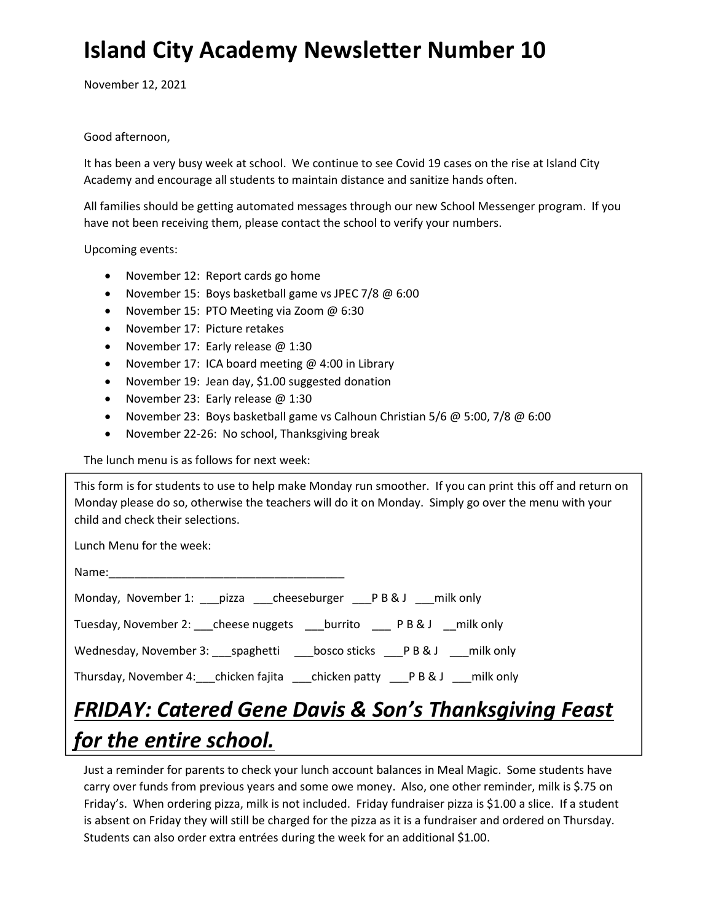# Island City Academy Newsletter Number 10

November 12, 2021

Good afternoon,

It has been a very busy week at school. We continue to see Covid 19 cases on the rise at Island City Academy and encourage all students to maintain distance and sanitize hands often.

All families should be getting automated messages through our new School Messenger program. If you have not been receiving them, please contact the school to verify your numbers.

Upcoming events:

- November 12: Report cards go home
- November 15: Boys basketball game vs JPEC 7/8 @ 6:00
- November 15: PTO Meeting via Zoom @ 6:30
- November 17: Picture retakes
- November 17: Early release @ 1:30
- November 17: ICA board meeting @ 4:00 in Library
- November 19: Jean day, $1.00 suggested donation
- November 23: Early release @ 1:30
- November 23: Boys basketball game vs Calhoun Christian 5/6 @ 5:00, 7/8 @ 6:00
- November 22-26: No school, Thanksgiving break

The lunch menu is as follows for next week:

This form is for students to use to help make Monday run smoother. If you can print this off and return on Monday please do so, otherwise the teachers will do it on Monday. Simply go over the menu with your child and check their selections.

Lunch Menu for the week:

Name:_____________________________________

Monday, November 1: ___pizza ___cheeseburger ___P B & J ___milk only

Tuesday, November 2: ___cheese nuggets ___burrito ___ P B & J __milk only

Wednesday, November 3: ___spaghetti ___bosco sticks ___P B & J ___milk only

Thursday, November 4:___chicken fajita ___chicken patty ___P B & J ___milk only

## ***FRIDAY: Catered Gene Davis & Son's Thanksgiving Feast for the entire school.***

Just a reminder for parents to check your lunch account balances in Meal Magic. Some students have carry over funds from previous years and some owe money. Also, one other reminder, milk is $.75 on Friday's. When ordering pizza, milk is not included. Friday fundraiser pizza is $1.00 a slice. If a student is absent on Friday they will still be charged for the pizza as it is a fundraiser and ordered on Thursday. Students can also order extra entrées during the week for an additional $1.00.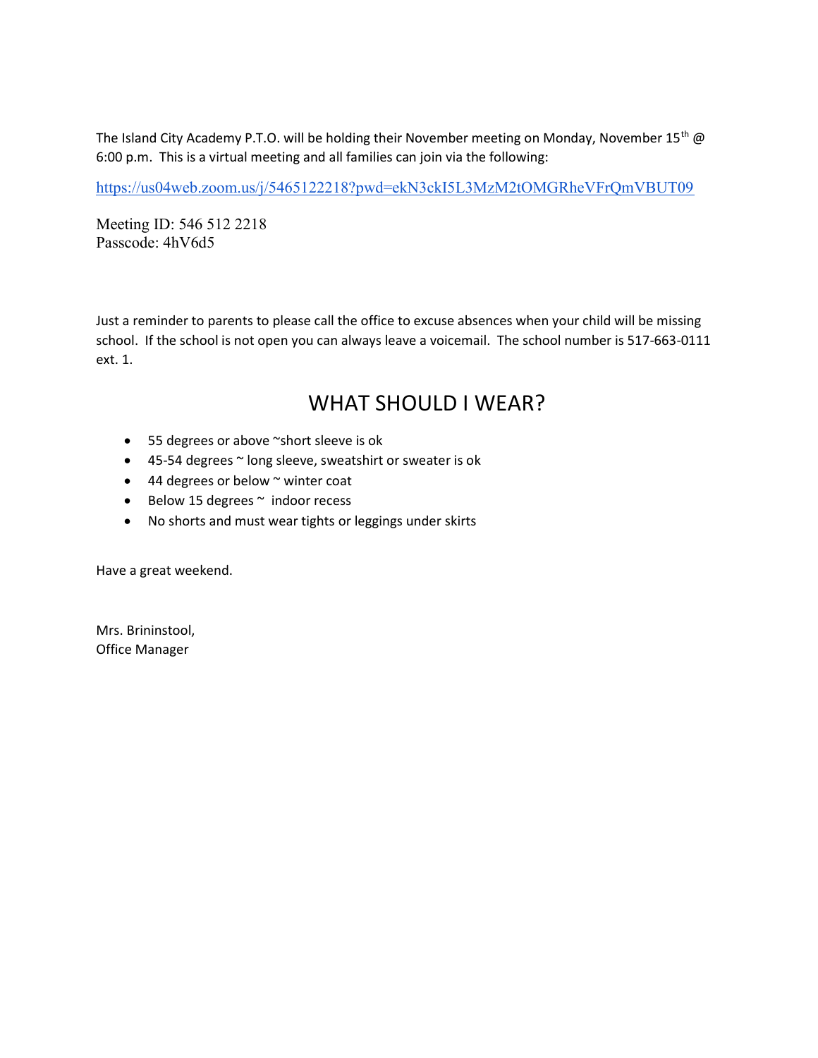The Island City Academy P.T.O. will be holding their November meeting on Monday, November 15th @ 6:00 p.m. This is a virtual meeting and all families can join via the following:

https://us04web.zoom.us/j/5465122218?pwd=ekN3ckI5L3MzM2tOMGRheVFrQmVBUT09

Meeting ID: 546 512 2218
Passcode: 4hV6d5

Just a reminder to parents to please call the office to excuse absences when your child will be missing school. If the school is not open you can always leave a voicemail. The school number is 517-663-0111 ext. 1.

## WHAT SHOULD I WEAR?

- 55 degrees or above ~short sleeve is ok
- 45-54 degrees ~ long sleeve, sweatshirt or sweater is ok
- 44 degrees or below ~ winter coat
- Below 15 degrees ~ indoor recess
- No shorts and must wear tights or leggings under skirts

Have a great weekend.

Mrs. Brininstool,
Office Manager